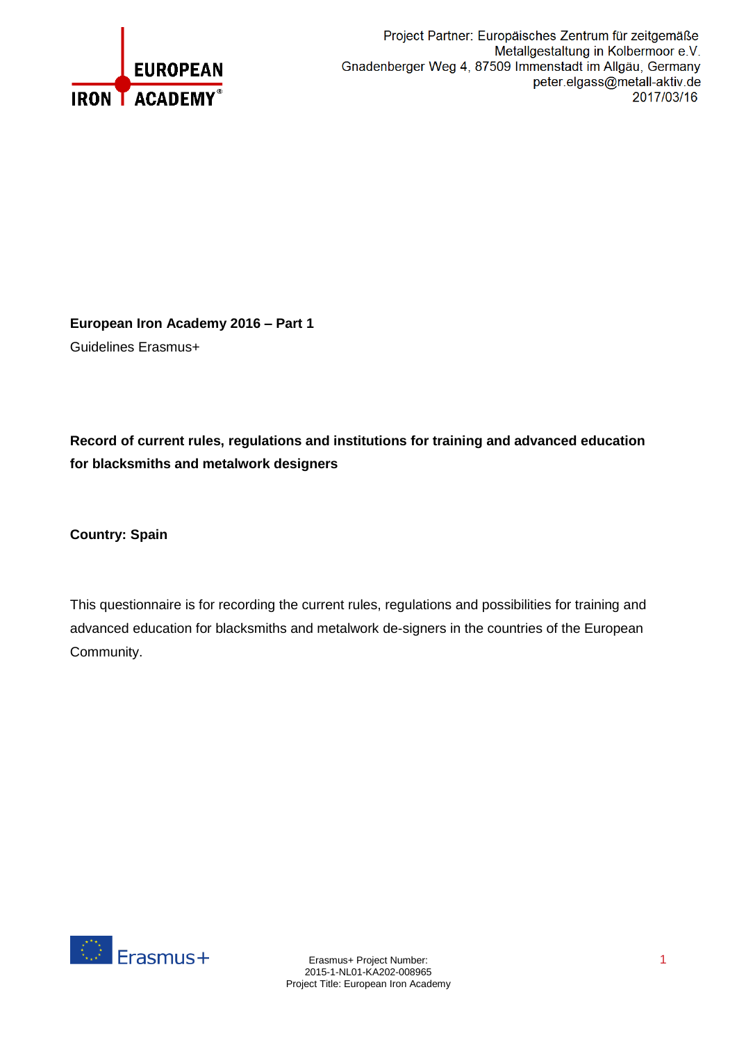Project Partner: Europäisches Zentrum für zeitgemäße Metallgestaltung in Kolbermoor e.V.
Gnadenberger Weg 4, 87509 Immenstadt im Allgäu, Germany
peter.elgass@metall-aktiv.de
2017/03/16

**European Iron Academy 2016 – Part 1**

Guidelines Erasmus+

**Record of current rules, regulations and institutions for training and advanced education for blacksmiths and metalwork designers**

**Country: Spain**

This questionnaire is for recording the current rules, regulations and possibilities for training and advanced education for blacksmiths and metalwork de-signers in the countries of the European Community.

Erasmus+ Project Number:
2015-1-NL01-KA202-008965
Project Title: European Iron Academy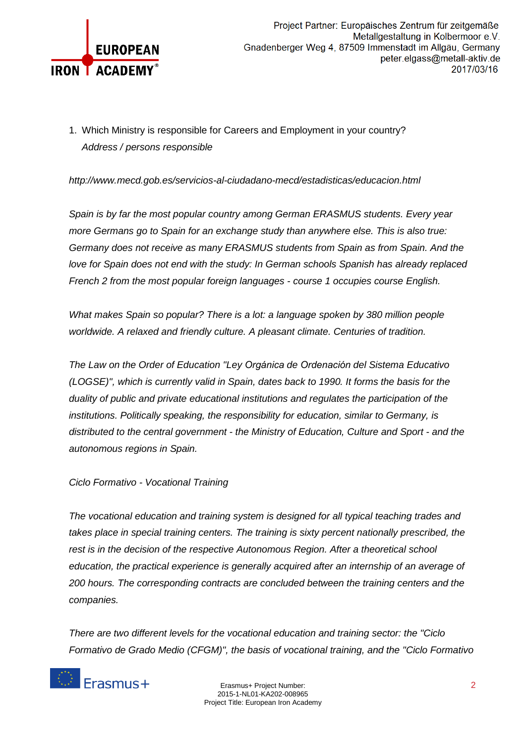1. Which Ministry is responsible for Careers and Employment in your country?
   *Address / persons responsible*

*http://www.mecd.gob.es/servicios-al-ciudadano-mecd/estadisticas/educacion.html*

*Spain is by far the most popular country among German ERASMUS students. Every year more Germans go to Spain for an exchange study than anywhere else. This is also true: Germany does not receive as many ERASMUS students from Spain as from Spain. And the love for Spain does not end with the study: In German schools Spanish has already replaced French 2 from the most popular foreign languages - course 1 occupies course English.*

*What makes Spain so popular? There is a lot: a language spoken by 380 million people worldwide. A relaxed and friendly culture. A pleasant climate. Centuries of tradition.*

*The Law on the Order of Education "Ley Orgánica de Ordenación del Sistema Educativo (LOGSE)", which is currently valid in Spain, dates back to 1990. It forms the basis for the duality of public and private educational institutions and regulates the participation of the institutions. Politically speaking, the responsibility for education, similar to Germany, is distributed to the central government - the Ministry of Education, Culture and Sport - and the autonomous regions in Spain.*

*Ciclo Formativo - Vocational Training*

*The vocational education and training system is designed for all typical teaching trades and takes place in special training centers. The training is sixty percent nationally prescribed, the rest is in the decision of the respective Autonomous Region. After a theoretical school education, the practical experience is generally acquired after an internship of an average of 200 hours. The corresponding contracts are concluded between the training centers and the companies.*

*There are two different levels for the vocational education and training sector: the "Ciclo Formativo de Grado Medio (CFGM)", the basis of vocational training, and the "Ciclo Formativo*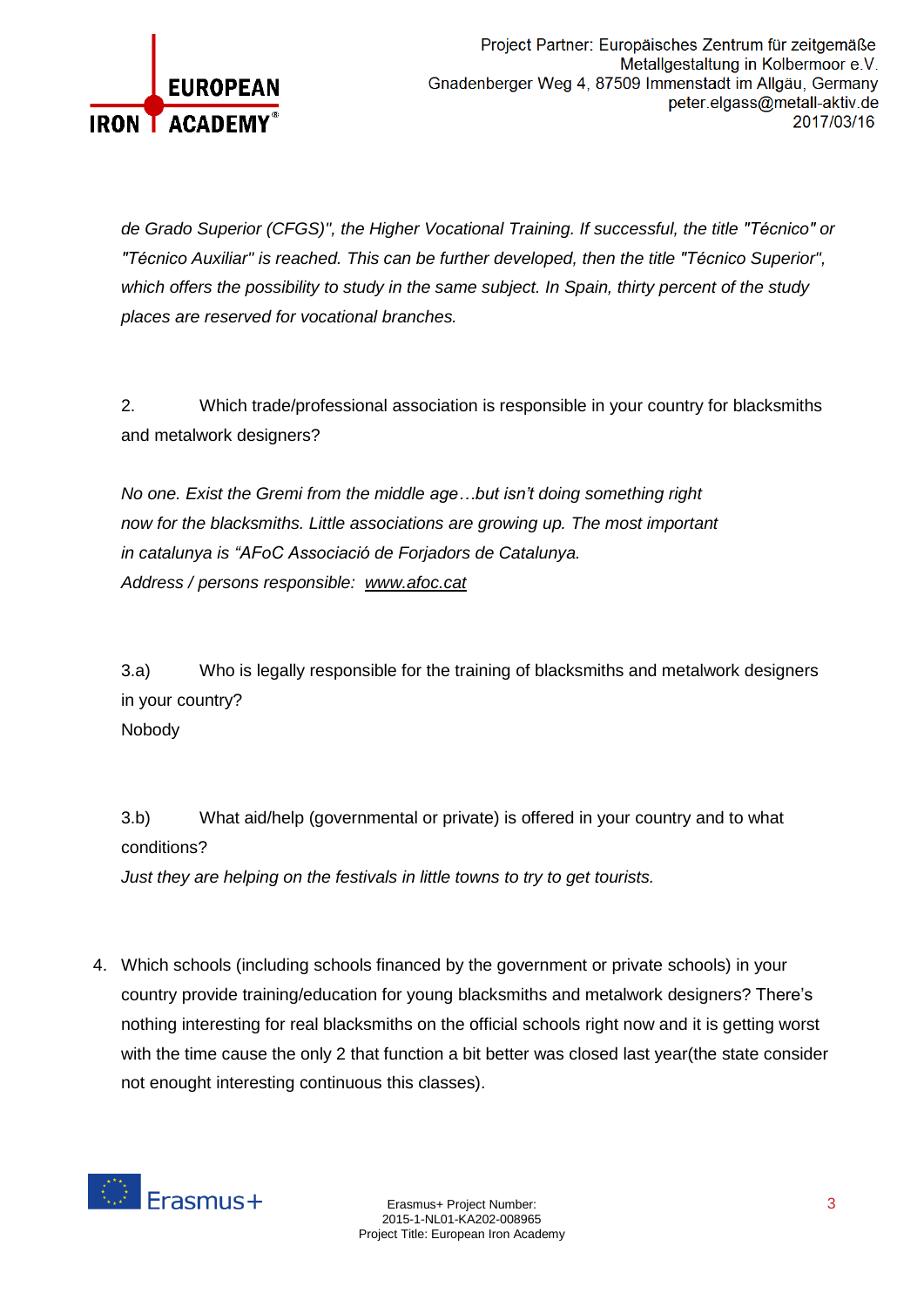*de Grado Superior (CFGS)", the Higher Vocational Training. If successful, the title "Técnico" or "Técnico Auxiliar" is reached. This can be further developed, then the title "Técnico Superior", which offers the possibility to study in the same subject. In Spain, thirty percent of the study places are reserved for vocational branches.*

2. Which trade/professional association is responsible in your country for blacksmiths and metalwork designers?

*No one. Exist the Gremi from the middle age…but isn't doing something right now for the blacksmiths. Little associations are growing up. The most important in catalunya is "AFoC Associació de Forjadors de Catalunya.*
*Address / persons responsible: www.afoc.cat*

3.a) Who is legally responsible for the training of blacksmiths and metalwork designers in your country?
Nobody

3.b) What aid/help (governmental or private) is offered in your country and to what conditions?
*Just they are helping on the festivals in little towns to try to get tourists.*

4. Which schools (including schools financed by the government or private schools) in your country provide training/education for young blacksmiths and metalwork designers? There's nothing interesting for real blacksmiths on the official schools right now and it is getting worst with the time cause the only 2 that function a bit better was closed last year(the state consider not enought interesting continuous this classes).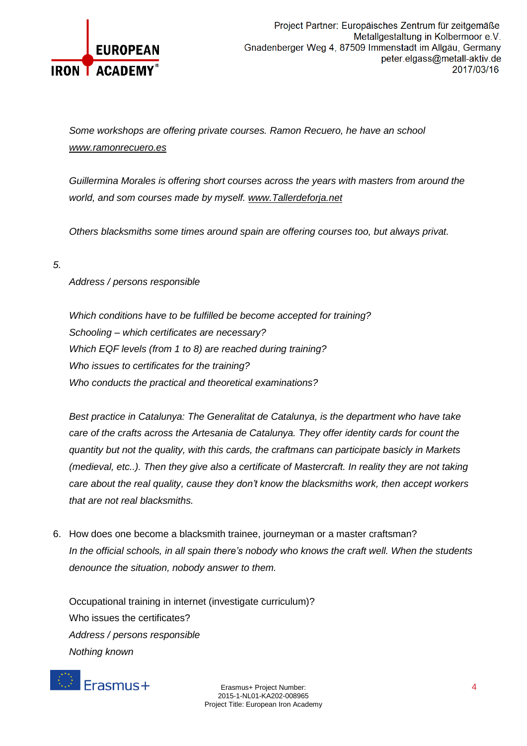*Some workshops are offering private courses. Ramon Recuero, he have an school* *www.ramonrecuero.es*

*Guillermina Morales is offering short courses across the years with masters from around the world, and som courses made by myself.* *www.Tallerdeforja.net*

*Others blacksmiths some times around spain are offering courses too, but always privat.*

*5.*

*Address / persons responsible*

*Which conditions have to be fulfilled be become accepted for training?*
*Schooling – which certificates are necessary?*
*Which EQF levels (from 1 to 8) are reached during training?*
*Who issues to certificates for the training?*
*Who conducts the practical and theoretical examinations?*

*Best practice in Catalunya: The Generalitat de Catalunya, is the department who have take care of the crafts across the Artesania de Catalunya. They offer identity cards for count the quantity but not the quality, with this cards, the craftmans can participate basicly in Markets (medieval, etc..). Then they give also a certificate of Mastercraft. In reality they are not taking care about the real quality, cause they don't know the blacksmiths work, then accept workers that are not real blacksmiths.*

6. How does one become a blacksmith trainee, journeyman or a master craftsman?
   *In the official schools, in all spain there's nobody who knows the craft well. When the students denounce the situation, nobody answer to them.*

   Occupational training in internet (investigate curriculum)?
   Who issues the certificates?
   *Address / persons responsible*
   *Nothing known*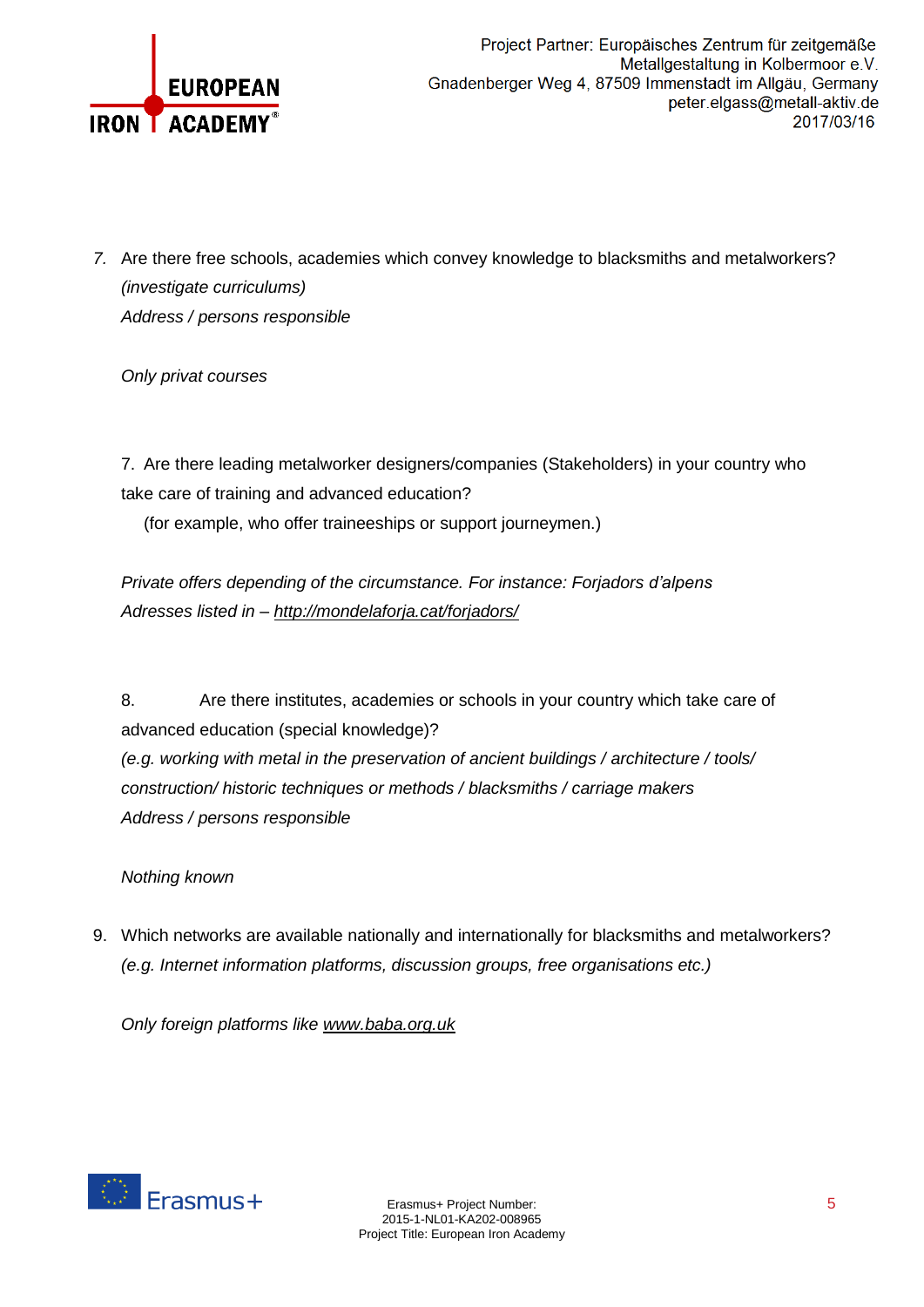7. Are there free schools, academies which convey knowledge to blacksmiths and metalworkers? *(investigate curriculums)*
   *Address / persons responsible*

   *Only privat courses*

7. Are there leading metalworker designers/companies (Stakeholders) in your country who take care of training and advanced education?
   (for example, who offer traineeships or support journeymen.)

   *Private offers depending of the circumstance. For instance: Forjadors d'alpens*
   *Adresses listed in – http://mondelaforja.cat/forjadors/*

8. Are there institutes, academies or schools in your country which take care of advanced education (special knowledge)?
   *(e.g. working with metal in the preservation of ancient buildings / architecture / tools/ construction/ historic techniques or methods / blacksmiths / carriage makers*
   *Address / persons responsible*

   *Nothing known*

9. Which networks are available nationally and internationally for blacksmiths and metalworkers? *(e.g. Internet information platforms, discussion groups, free organisations etc.)*

   *Only foreign platforms like www.baba.org.uk*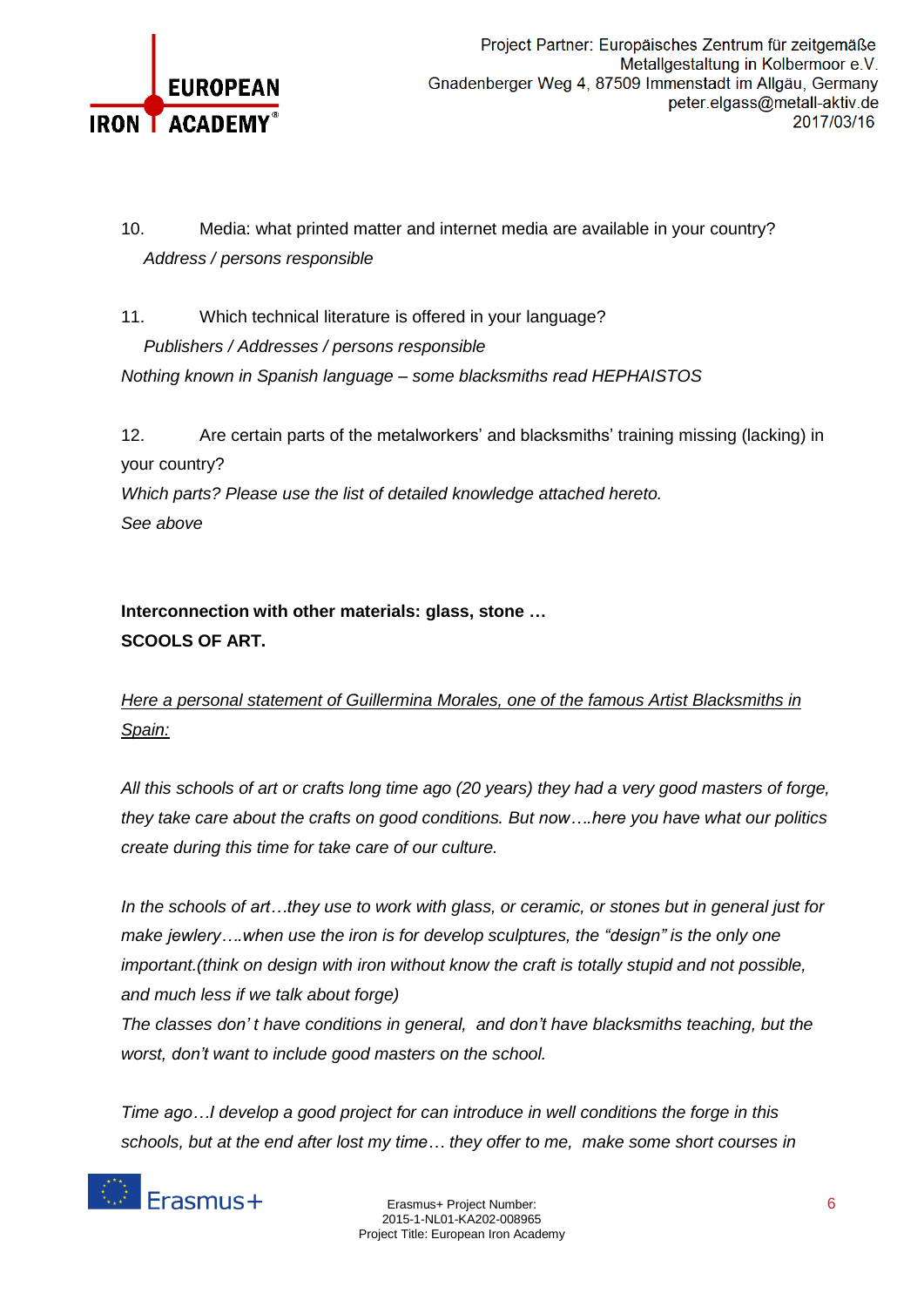10. Media: what printed matter and internet media are available in your country?

   *Address / persons responsible*

11. Which technical literature is offered in your language?

   *Publishers / Addresses / persons responsible*

*Nothing known in Spanish language – some blacksmiths read HEPHAISTOS*

12. Are certain parts of the metalworkers' and blacksmiths' training missing (lacking) in your country?

*Which parts? Please use the list of detailed knowledge attached hereto.*

*See above*

**Interconnection with other materials: glass, stone …**
**SCOOLS OF ART.**

*Here a personal statement of Guillermina Morales, one of the famous Artist Blacksmiths in Spain:*

*All this schools of art or crafts long time ago (20 years) they had a very good masters of forge, they take care about the crafts on good conditions. But now….here you have what our politics create during this time for take care of our culture.*

*In the schools of art…they use to work with glass, or ceramic, or stones but in general just for make jewlery….when use the iron is for develop sculptures, the "design" is the only one important.(think on design with iron without know the craft is totally stupid and not possible, and much less if we talk about forge)*
*The classes don' t have conditions in general, and don't have blacksmiths teaching, but the worst, don't want to include good masters on the school.*

*Time ago…I develop a good project for can introduce in well conditions the forge in this schools, but at the end after lost my time… they offer to me, make some short courses in*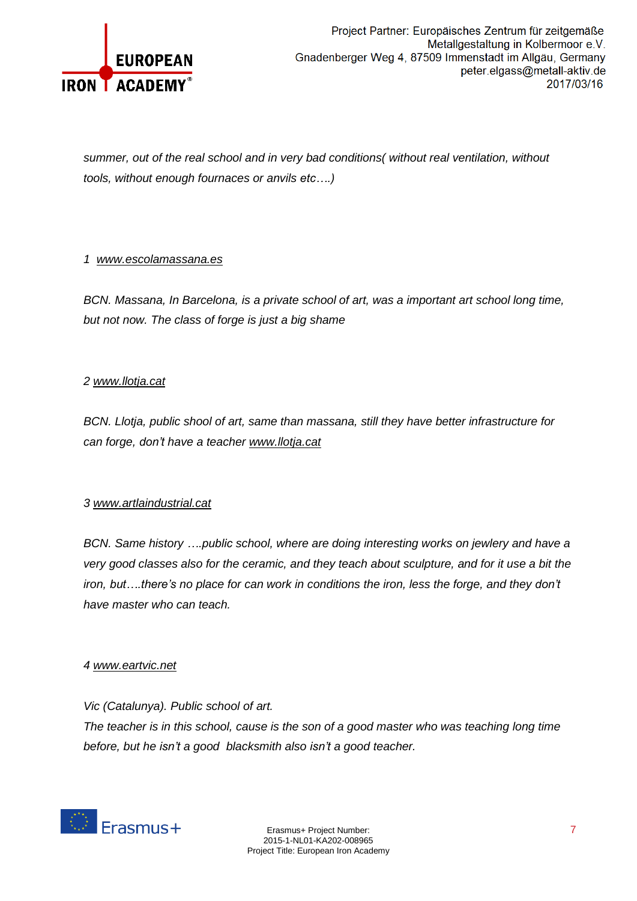*summer, out of the real school and in very bad conditions( without real ventilation, without tools, without enough fournaces or anvils etc….)*

*1 www.escolamassana.es*

*BCN. Massana, In Barcelona, is a private school of art, was a important art school long time, but not now. The class of forge is just a big shame*

*2 www.llotja.cat*

*BCN. Llotja, public shool of art, same than massana, still they have better infrastructure for can forge, don't have a teacher www.llotja.cat*

*3 www.artlaindustrial.cat*

*BCN. Same history ….public school, where are doing interesting works on jewlery and have a very good classes also for the ceramic, and they teach about sculpture, and for it use a bit the iron, but….there's no place for can work in conditions the iron, less the forge, and they don't have master who can teach.*

*4 www.eartvic.net*

*Vic (Catalunya). Public school of art.*
*The teacher is in this school, cause is the son of a good master who was teaching long time before, but he isn't a good blacksmith also isn't a good teacher.*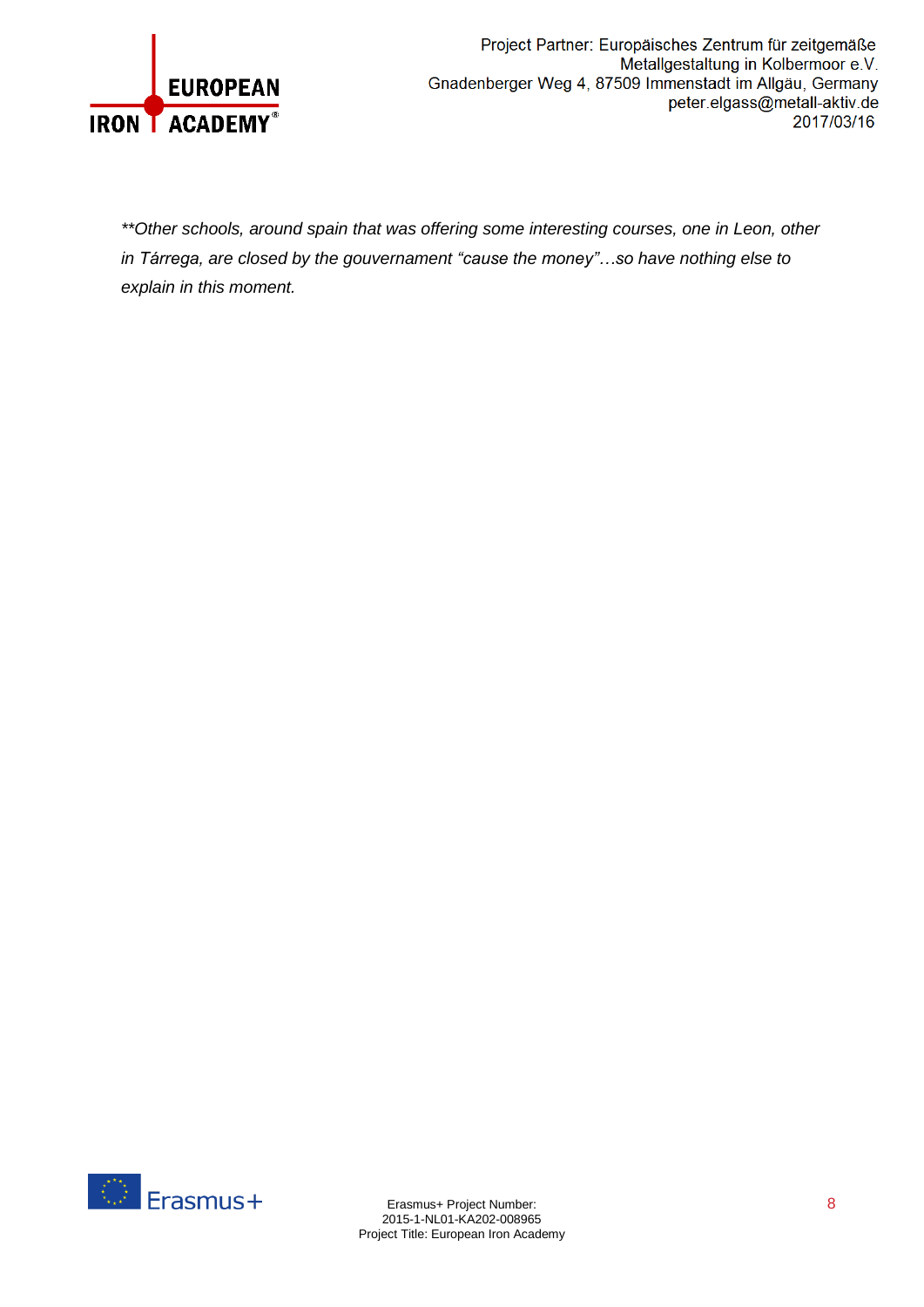*\*\*Other schools, around spain that was offering some interesting courses, one in Leon, other in Tárrega, are closed by the gouvernament "cause the money"…so have nothing else to explain in this moment.*